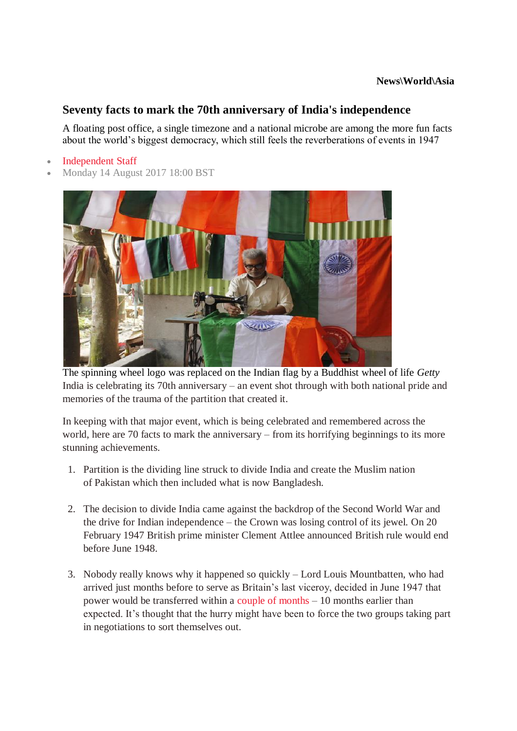News\World\Asia

# Seventy facts to mark the 70th anniversary of India's independence

A floating post office, a single timezone and a national microbe are among the more fun facts about the world's biggest democracy, which still feels the reverberations of events in 1947

- Independent Staff
- Monday 14 August 2017 18:00 BST

The spinning wheel logo was replaced on the Indian flag by a Buddhist wheel of life *Getty*

India is celebrating its 70th anniversary – an event shot through with both national pride and memories of the trauma of the partition that created it.

In keeping with that major event, which is being celebrated and remembered across the world, here are 70 facts to mark the anniversary – from its horrifying beginnings to its more stunning achievements.

1. Partition is the dividing line struck to divide India and create the Muslim nation of Pakistan which then included what is now Bangladesh.

2. The decision to divide India came against the backdrop of the Second World War and the drive for Indian independence – the Crown was losing control of its jewel. On 20 February 1947 British prime minister Clement Attlee announced British rule would end before June 1948.

3. Nobody really knows why it happened so quickly – Lord Louis Mountbatten, who had arrived just months before to serve as Britain's last viceroy, decided in June 1947 that power would be transferred within a couple of months – 10 months earlier than expected. It's thought that the hurry might have been to force the two groups taking part in negotiations to sort themselves out.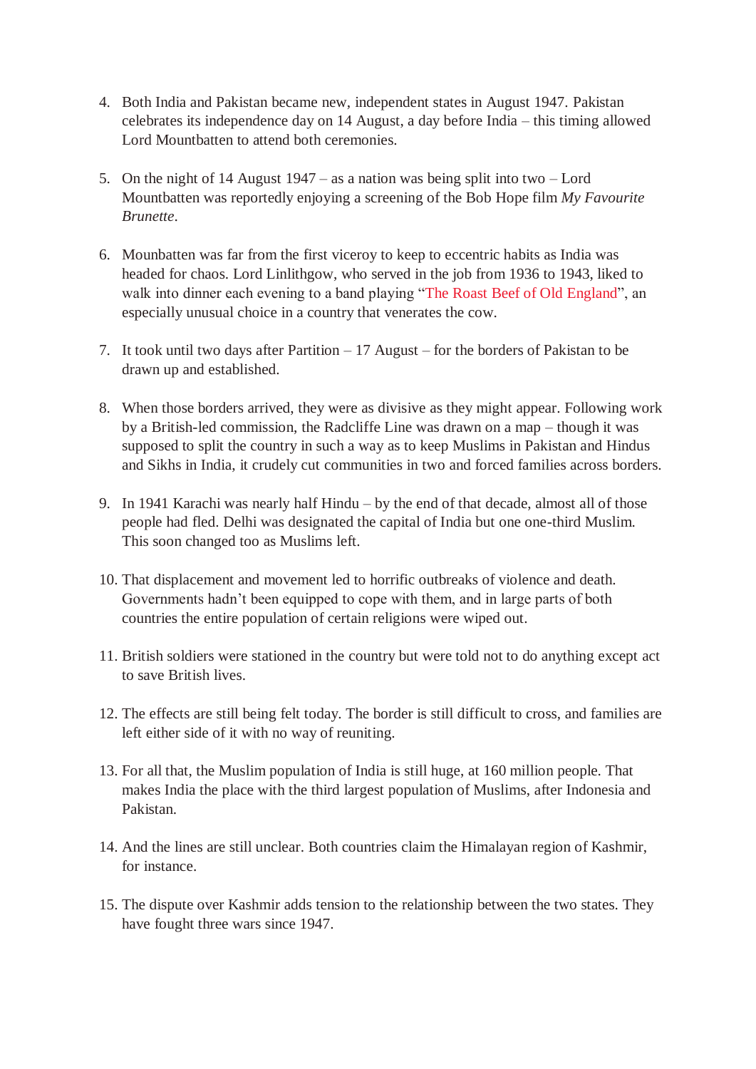4. Both India and Pakistan became new, independent states in August 1947. Pakistan celebrates its independence day on 14 August, a day before India – this timing allowed Lord Mountbatten to attend both ceremonies.

5. On the night of 14 August 1947 – as a nation was being split into two – Lord Mountbatten was reportedly enjoying a screening of the Bob Hope film *My Favourite Brunette*.

6. Mounbatten was far from the first viceroy to keep to eccentric habits as India was headed for chaos. Lord Linlithgow, who served in the job from 1936 to 1943, liked to walk into dinner each evening to a band playing "The Roast Beef of Old England", an especially unusual choice in a country that venerates the cow.

7. It took until two days after Partition – 17 August – for the borders of Pakistan to be drawn up and established.

8. When those borders arrived, they were as divisive as they might appear. Following work by a British-led commission, the Radcliffe Line was drawn on a map – though it was supposed to split the country in such a way as to keep Muslims in Pakistan and Hindus and Sikhs in India, it crudely cut communities in two and forced families across borders.

9. In 1941 Karachi was nearly half Hindu – by the end of that decade, almost all of those people had fled. Delhi was designated the capital of India but one one-third Muslim. This soon changed too as Muslims left.

10. That displacement and movement led to horrific outbreaks of violence and death. Governments hadn't been equipped to cope with them, and in large parts of both countries the entire population of certain religions were wiped out.

11. British soldiers were stationed in the country but were told not to do anything except act to save British lives.

12. The effects are still being felt today. The border is still difficult to cross, and families are left either side of it with no way of reuniting.

13. For all that, the Muslim population of India is still huge, at 160 million people. That makes India the place with the third largest population of Muslims, after Indonesia and Pakistan.

14. And the lines are still unclear. Both countries claim the Himalayan region of Kashmir, for instance.

15. The dispute over Kashmir adds tension to the relationship between the two states. They have fought three wars since 1947.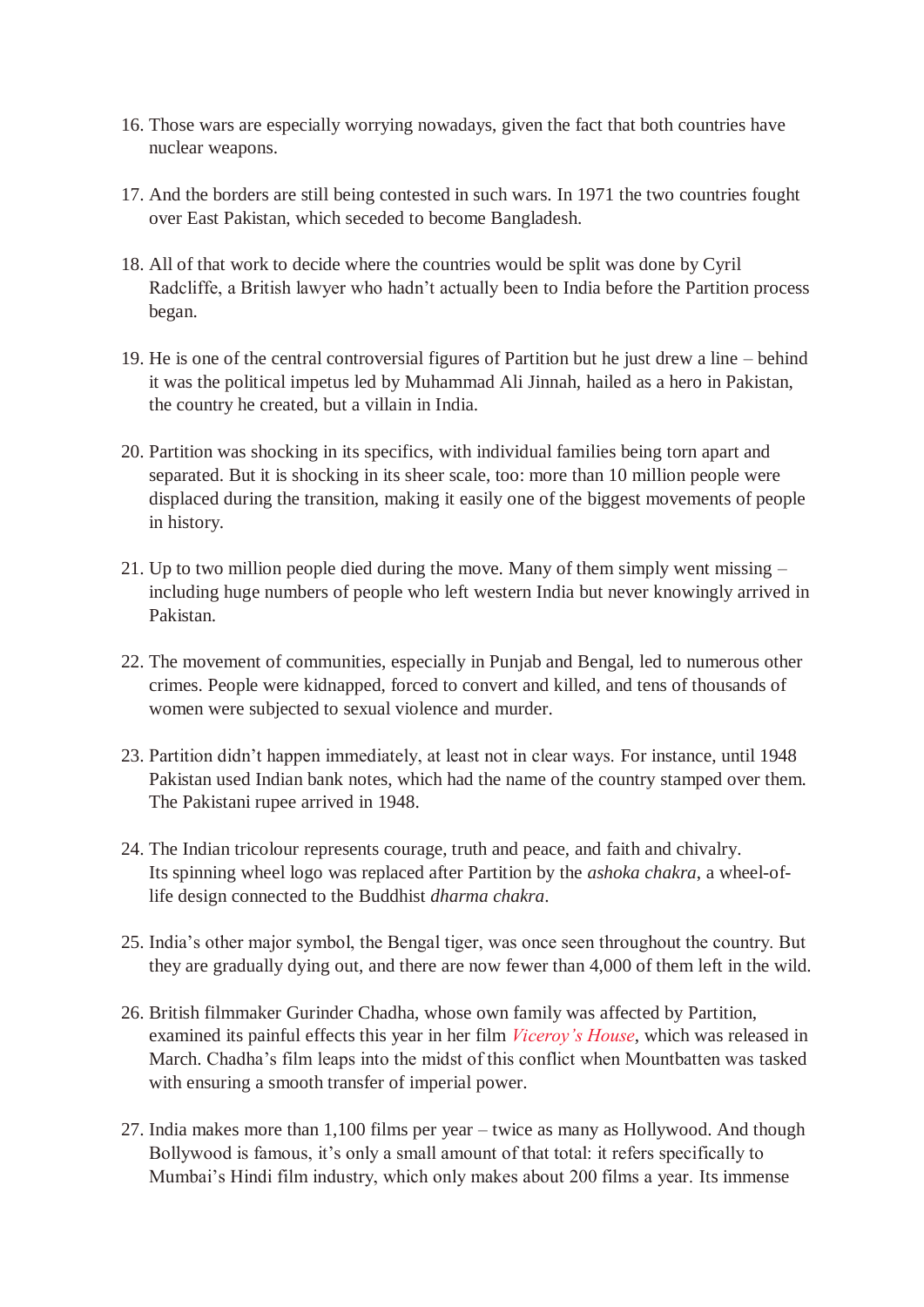16. Those wars are especially worrying nowadays, given the fact that both countries have nuclear weapons.

17. And the borders are still being contested in such wars. In 1971 the two countries fought over East Pakistan, which seceded to become Bangladesh.

18. All of that work to decide where the countries would be split was done by Cyril Radcliffe, a British lawyer who hadn't actually been to India before the Partition process began.

19. He is one of the central controversial figures of Partition but he just drew a line – behind it was the political impetus led by Muhammad Ali Jinnah, hailed as a hero in Pakistan, the country he created, but a villain in India.

20. Partition was shocking in its specifics, with individual families being torn apart and separated. But it is shocking in its sheer scale, too: more than 10 million people were displaced during the transition, making it easily one of the biggest movements of people in history.

21. Up to two million people died during the move. Many of them simply went missing – including huge numbers of people who left western India but never knowingly arrived in Pakistan.

22. The movement of communities, especially in Punjab and Bengal, led to numerous other crimes. People were kidnapped, forced to convert and killed, and tens of thousands of women were subjected to sexual violence and murder.

23. Partition didn't happen immediately, at least not in clear ways. For instance, until 1948 Pakistan used Indian bank notes, which had the name of the country stamped over them. The Pakistani rupee arrived in 1948.

24. The Indian tricolour represents courage, truth and peace, and faith and chivalry. Its spinning wheel logo was replaced after Partition by the *ashoka chakra*, a wheel-of-life design connected to the Buddhist *dharma chakra*.

25. India's other major symbol, the Bengal tiger, was once seen throughout the country. But they are gradually dying out, and there are now fewer than 4,000 of them left in the wild.

26. British filmmaker Gurinder Chadha, whose own family was affected by Partition, examined its painful effects this year in her film *Viceroy's House*, which was released in March. Chadha's film leaps into the midst of this conflict when Mountbatten was tasked with ensuring a smooth transfer of imperial power.

27. India makes more than 1,100 films per year – twice as many as Hollywood. And though Bollywood is famous, it's only a small amount of that total: it refers specifically to Mumbai's Hindi film industry, which only makes about 200 films a year. Its immense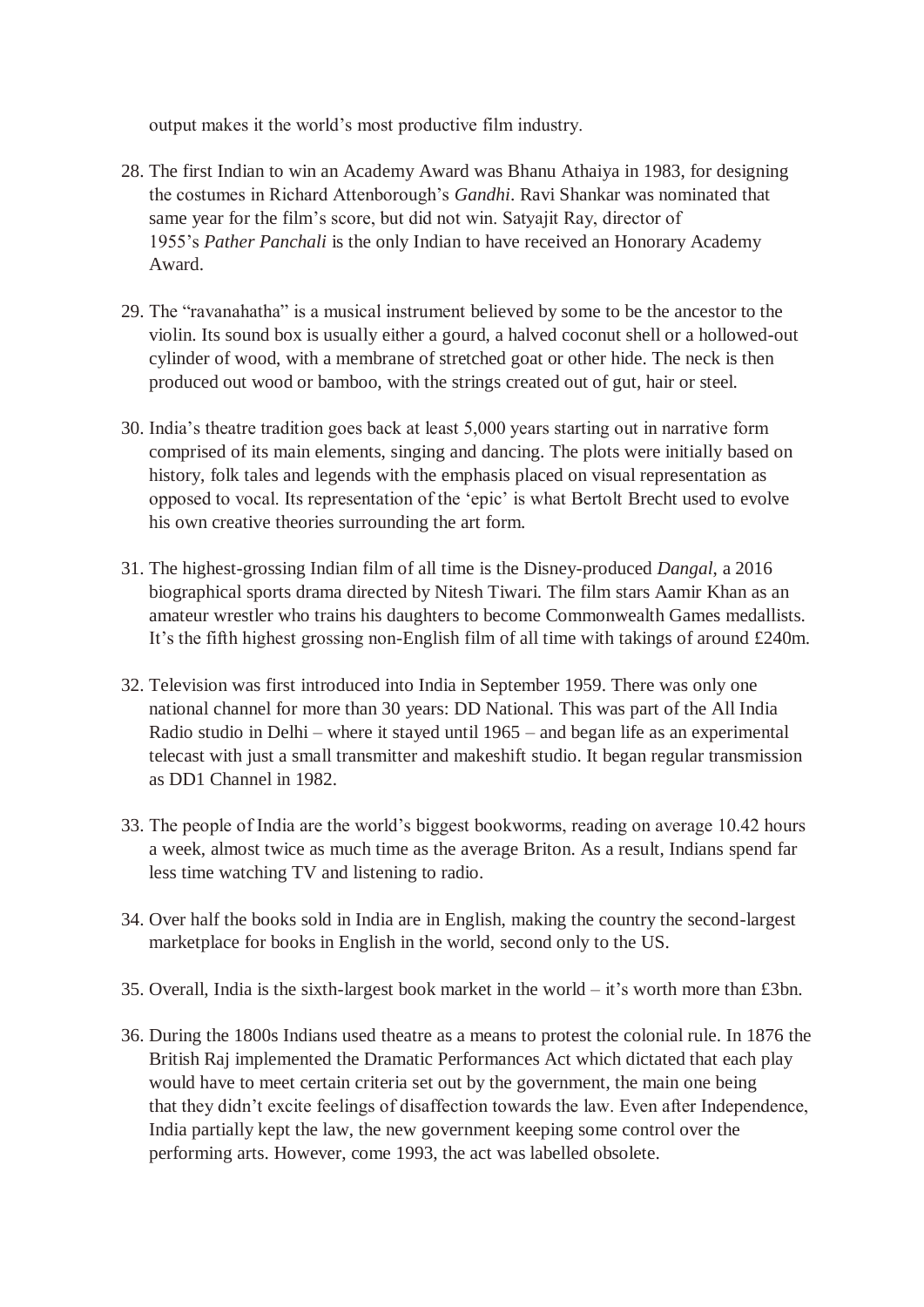output makes it the world's most productive film industry.

28. The first Indian to win an Academy Award was Bhanu Athaiya in 1983, for designing the costumes in Richard Attenborough's *Gandhi*. Ravi Shankar was nominated that same year for the film's score, but did not win. Satyajit Ray, director of 1955's *Pather Panchali* is the only Indian to have received an Honorary Academy Award.

29. The "ravanahatha" is a musical instrument believed by some to be the ancestor to the violin. Its sound box is usually either a gourd, a halved coconut shell or a hollowed-out cylinder of wood, with a membrane of stretched goat or other hide. The neck is then produced out wood or bamboo, with the strings created out of gut, hair or steel.

30. India's theatre tradition goes back at least 5,000 years starting out in narrative form comprised of its main elements, singing and dancing. The plots were initially based on history, folk tales and legends with the emphasis placed on visual representation as opposed to vocal. Its representation of the 'epic' is what Bertolt Brecht used to evolve his own creative theories surrounding the art form.

31. The highest-grossing Indian film of all time is the Disney-produced *Dangal*, a 2016 biographical sports drama directed by Nitesh Tiwari. The film stars Aamir Khan as an amateur wrestler who trains his daughters to become Commonwealth Games medallists. It's the fifth highest grossing non-English film of all time with takings of around £240m.

32. Television was first introduced into India in September 1959. There was only one national channel for more than 30 years: DD National. This was part of the All India Radio studio in Delhi – where it stayed until 1965 – and began life as an experimental telecast with just a small transmitter and makeshift studio. It began regular transmission as DD1 Channel in 1982.

33. The people of India are the world's biggest bookworms, reading on average 10.42 hours a week, almost twice as much time as the average Briton. As a result, Indians spend far less time watching TV and listening to radio.

34. Over half the books sold in India are in English, making the country the second-largest marketplace for books in English in the world, second only to the US.

35. Overall, India is the sixth-largest book market in the world – it's worth more than £3bn.

36. During the 1800s Indians used theatre as a means to protest the colonial rule. In 1876 the British Raj implemented the Dramatic Performances Act which dictated that each play would have to meet certain criteria set out by the government, the main one being that they didn't excite feelings of disaffection towards the law. Even after Independence, India partially kept the law, the new government keeping some control over the performing arts. However, come 1993, the act was labelled obsolete.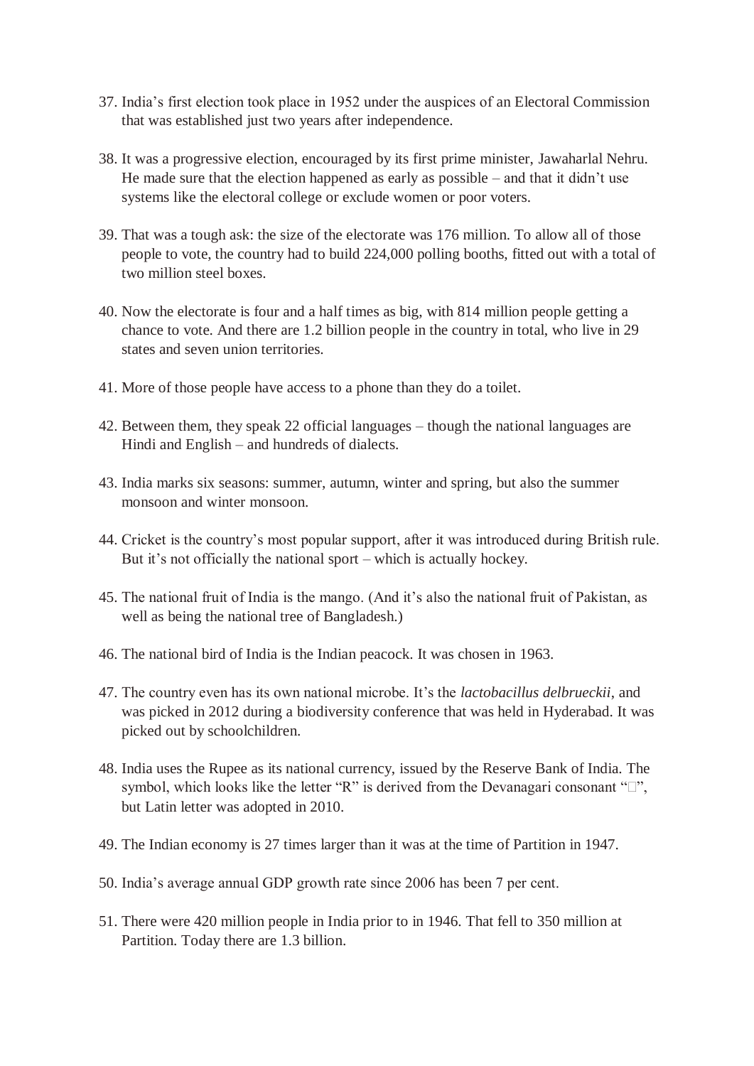37. India's first election took place in 1952 under the auspices of an Electoral Commission that was established just two years after independence.

38. It was a progressive election, encouraged by its first prime minister, Jawaharlal Nehru. He made sure that the election happened as early as possible – and that it didn't use systems like the electoral college or exclude women or poor voters.

39. That was a tough ask: the size of the electorate was 176 million. To allow all of those people to vote, the country had to build 224,000 polling booths, fitted out with a total of two million steel boxes.

40. Now the electorate is four and a half times as big, with 814 million people getting a chance to vote. And there are 1.2 billion people in the country in total, who live in 29 states and seven union territories.

41. More of those people have access to a phone than they do a toilet.

42. Between them, they speak 22 official languages – though the national languages are Hindi and English – and hundreds of dialects.

43. India marks six seasons: summer, autumn, winter and spring, but also the summer monsoon and winter monsoon.

44. Cricket is the country's most popular support, after it was introduced during British rule. But it's not officially the national sport – which is actually hockey.

45. The national fruit of India is the mango. (And it's also the national fruit of Pakistan, as well as being the national tree of Bangladesh.)

46. The national bird of India is the Indian peacock. It was chosen in 1963.

47. The country even has its own national microbe. It's the *lactobacillus delbrueckii*, and was picked in 2012 during a biodiversity conference that was held in Hyderabad. It was picked out by schoolchildren.

48. India uses the Rupee as its national currency, issued by the Reserve Bank of India. The symbol, which looks like the letter "R" is derived from the Devanagari consonant "□", but Latin letter was adopted in 2010.

49. The Indian economy is 27 times larger than it was at the time of Partition in 1947.

50. India's average annual GDP growth rate since 2006 has been 7 per cent.

51. There were 420 million people in India prior to in 1946. That fell to 350 million at Partition. Today there are 1.3 billion.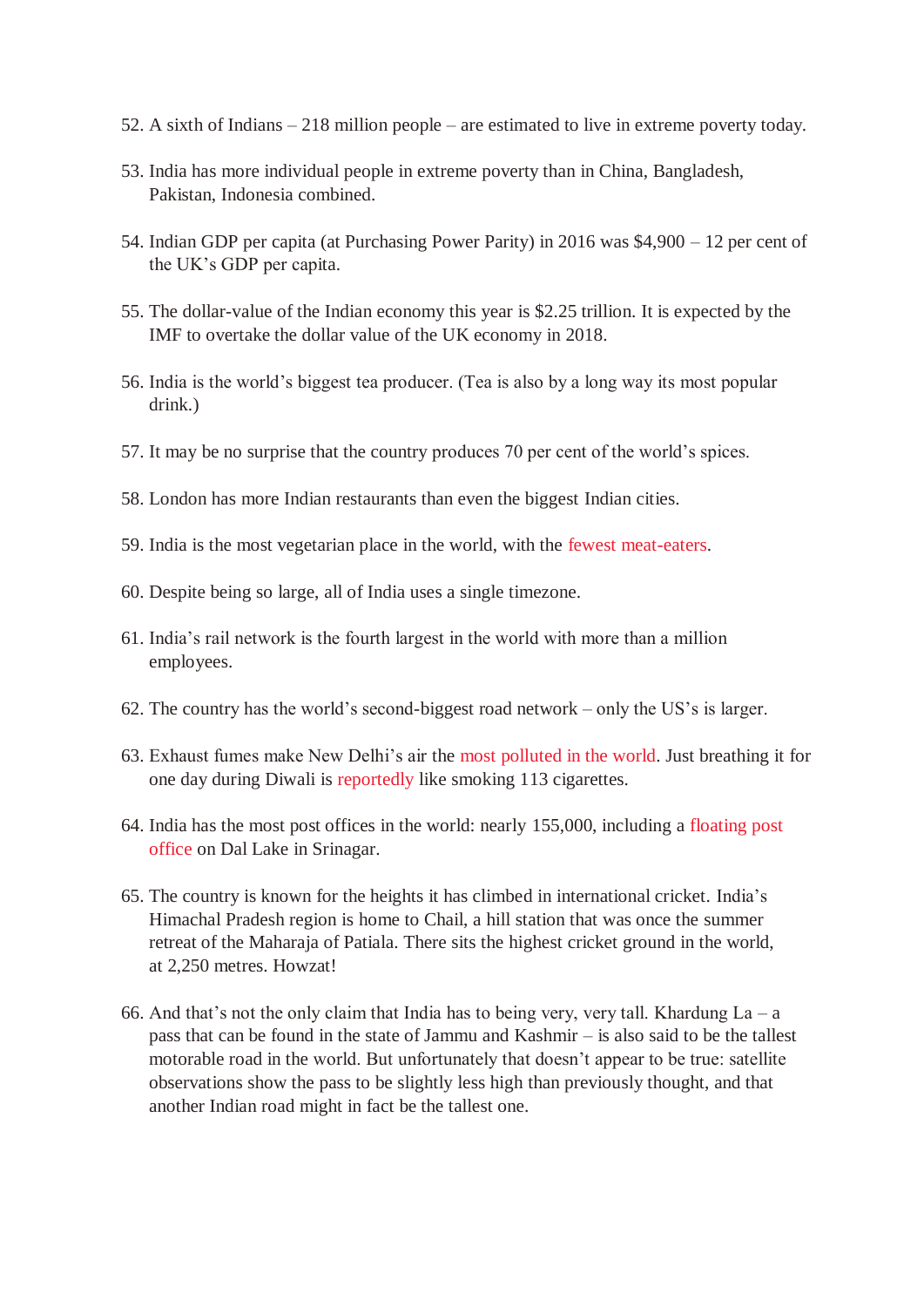52. A sixth of Indians – 218 million people – are estimated to live in extreme poverty today.

53. India has more individual people in extreme poverty than in China, Bangladesh, Pakistan, Indonesia combined.

54. Indian GDP per capita (at Purchasing Power Parity) in 2016 was $4,900 – 12 per cent of the UK's GDP per capita.

55. The dollar-value of the Indian economy this year is $2.25 trillion. It is expected by the IMF to overtake the dollar value of the UK economy in 2018.

56. India is the world's biggest tea producer. (Tea is also by a long way its most popular drink.)

57. It may be no surprise that the country produces 70 per cent of the world's spices.

58. London has more Indian restaurants than even the biggest Indian cities.

59. India is the most vegetarian place in the world, with the fewest meat-eaters.

60. Despite being so large, all of India uses a single timezone.

61. India's rail network is the fourth largest in the world with more than a million employees.

62. The country has the world's second-biggest road network – only the US's is larger.

63. Exhaust fumes make New Delhi's air the most polluted in the world. Just breathing it for one day during Diwali is reportedly like smoking 113 cigarettes.

64. India has the most post offices in the world: nearly 155,000, including a floating post office on Dal Lake in Srinagar.

65. The country is known for the heights it has climbed in international cricket. India's Himachal Pradesh region is home to Chail, a hill station that was once the summer retreat of the Maharaja of Patiala. There sits the highest cricket ground in the world, at 2,250 metres. Howzat!

66. And that's not the only claim that India has to being very, very tall. Khardung La – a pass that can be found in the state of Jammu and Kashmir – is also said to be the tallest motorable road in the world. But unfortunately that doesn't appear to be true: satellite observations show the pass to be slightly less high than previously thought, and that another Indian road might in fact be the tallest one.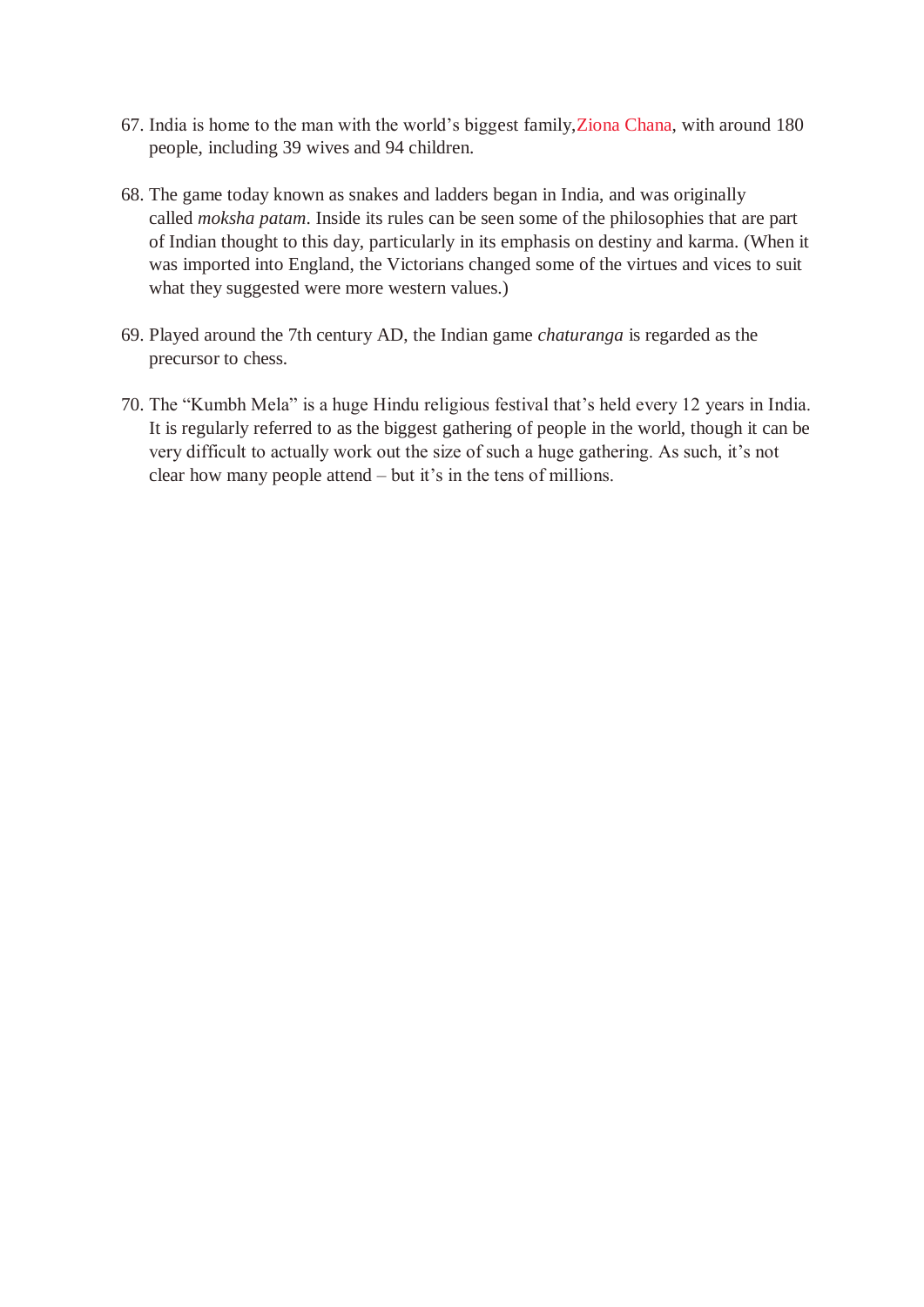67. India is home to the man with the world's biggest family,Ziona Chana, with around 180 people, including 39 wives and 94 children.

68. The game today known as snakes and ladders began in India, and was originally called *moksha patam*. Inside its rules can be seen some of the philosophies that are part of Indian thought to this day, particularly in its emphasis on destiny and karma. (When it was imported into England, the Victorians changed some of the virtues and vices to suit what they suggested were more western values.)

69. Played around the 7th century AD, the Indian game *chaturanga* is regarded as the precursor to chess.

70. The "Kumbh Mela" is a huge Hindu religious festival that's held every 12 years in India. It is regularly referred to as the biggest gathering of people in the world, though it can be very difficult to actually work out the size of such a huge gathering. As such, it's not clear how many people attend – but it's in the tens of millions.